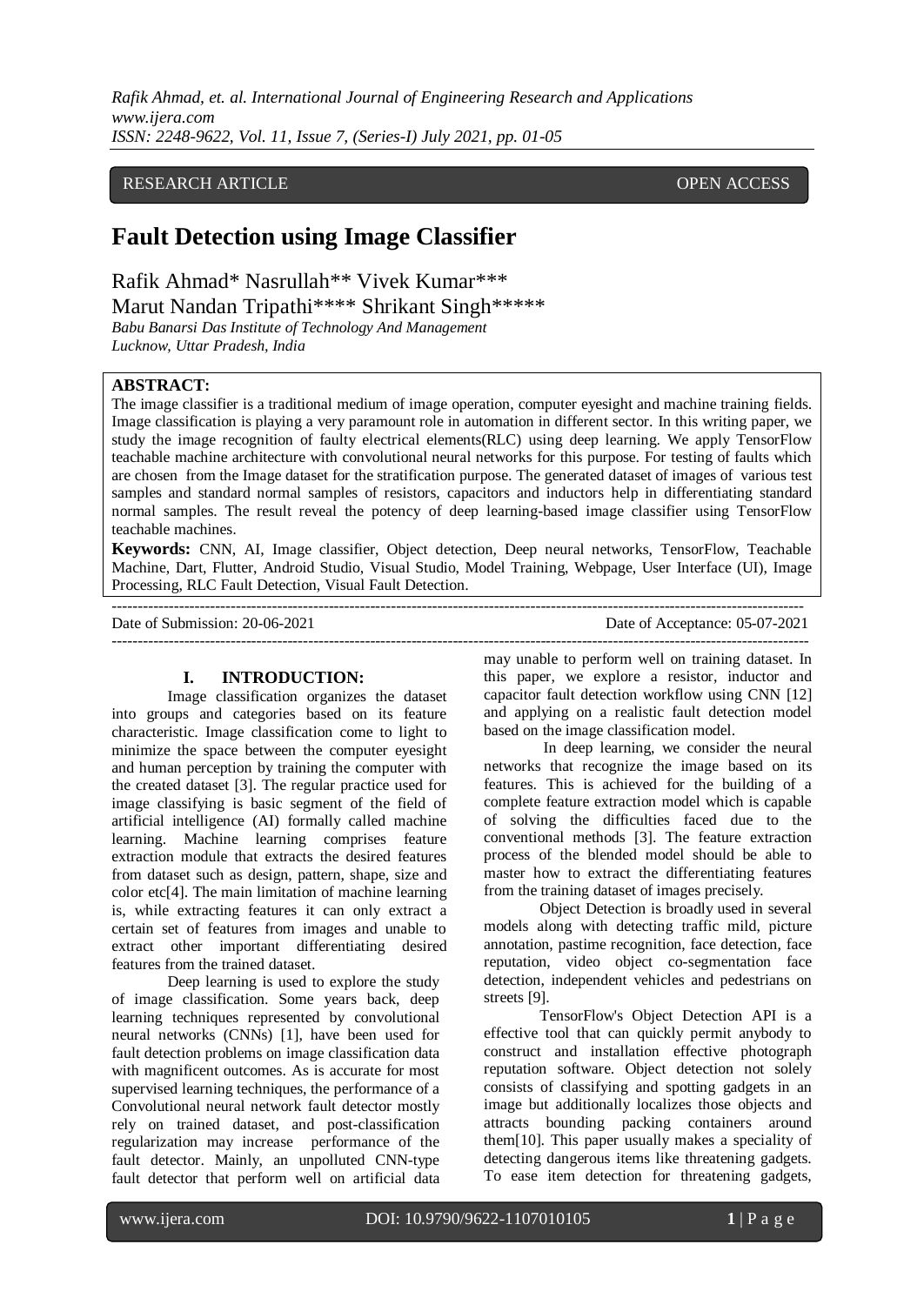RESEARCH ARTICLE OPEN ACCESS

# Fault Detection using Image Classifier

Rafik Ahmad* Nasrullah** Vivek Kumar***
Marut Nandan Tripathi**** Shrikant Singh*****

*Babu Banarsi Das Institute of Technology And Management*
*Lucknow, Uttar Pradesh, India*

**ABSTRACT:**

The image classifier is a traditional medium of image operation, computer eyesight and machine training fields. Image classification is playing a very paramount role in automation in different sector. In this writing paper, we study the image recognition of faulty electrical elements(RLC) using deep learning. We apply TensorFlow teachable machine architecture with convolutional neural networks for this purpose. For testing of faults which are chosen from the Image dataset for the stratification purpose. The generated dataset of images of various test samples and standard normal samples of resistors, capacitors and inductors help in differentiating standard normal samples. The result reveal the potency of deep learning-based image classifier using TensorFlow teachable machines.

**Keywords:** CNN, AI, Image classifier, Object detection, Deep neural networks, TensorFlow, Teachable Machine, Dart, Flutter, Android Studio, Visual Studio, Model Training, Webpage, User Interface (UI), Image Processing, RLC Fault Detection, Visual Fault Detection.

---

Date of Submission: 20-06-2021 Date of Acceptance: 05-07-2021

---

## I. INTRODUCTION:

Image classification organizes the dataset into groups and categories based on its feature characteristic. Image classification come to light to minimize the space between the computer eyesight and human perception by training the computer with the created dataset [3]. The regular practice used for image classifying is basic segment of the field of artificial intelligence (AI) formally called machine learning. Machine learning comprises feature extraction module that extracts the desired features from dataset such as design, pattern, shape, size and color etc[4]. The main limitation of machine learning is, while extracting features it can only extract a certain set of features from images and unable to extract other important differentiating desired features from the trained dataset.

Deep learning is used to explore the study of image classification. Some years back, deep learning techniques represented by convolutional neural networks (CNNs) [1], have been used for fault detection problems on image classification data with magnificent outcomes. As is accurate for most supervised learning techniques, the performance of a Convolutional neural network fault detector mostly rely on trained dataset, and post-classification regularization may increase performance of the fault detector. Mainly, an unpolluted CNN-type fault detector that perform well on artificial data may unable to perform well on training dataset. In this paper, we explore a resistor, inductor and capacitor fault detection workflow using CNN [12] and applying on a realistic fault detection model based on the image classification model.

In deep learning, we consider the neural networks that recognize the image based on its features. This is achieved for the building of a complete feature extraction model which is capable of solving the difficulties faced due to the conventional methods [3]. The feature extraction process of the blended model should be able to master how to extract the differentiating features from the training dataset of images precisely.

Object Detection is broadly used in several models along with detecting traffic mild, picture annotation, pastime recognition, face detection, face reputation, video object co-segmentation face detection, independent vehicles and pedestrians on streets [9].

TensorFlow's Object Detection API is a effective tool that can quickly permit anybody to construct and installation effective photograph reputation software. Object detection not solely consists of classifying and spotting gadgets in an image but additionally localizes those objects and attracts bounding packing containers around them[10]. This paper usually makes a speciality of detecting dangerous items like threatening gadgets. To ease item detection for threatening gadgets,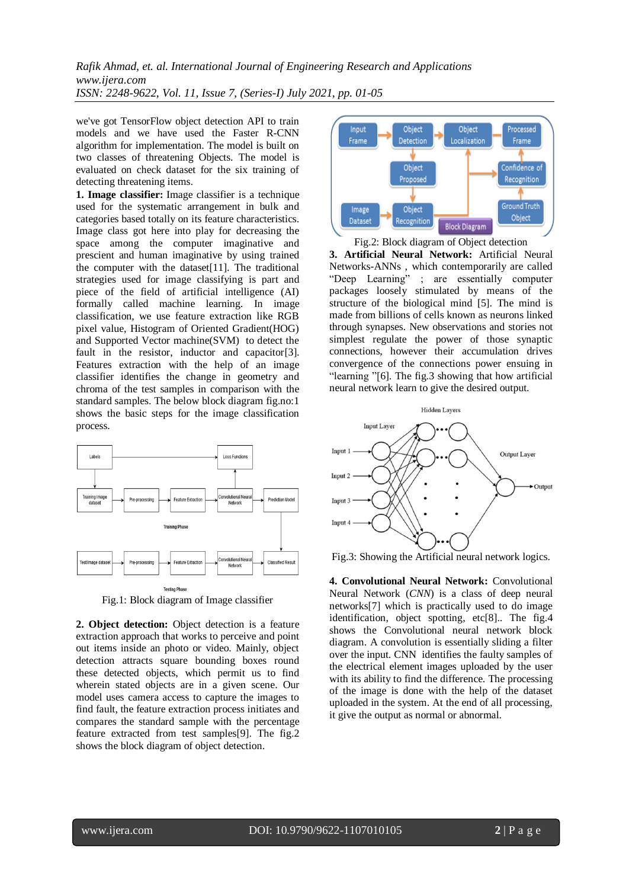we've got TensorFlow object detection API to train models and we have used the Faster R-CNN algorithm for implementation. The model is built on two classes of threatening Objects. The model is evaluated on check dataset for the six training of detecting threatening items.

**1. Image classifier:** Image classifier is a technique used for the systematic arrangement in bulk and categories based totally on its feature characteristics. Image class got here into play for decreasing the space among the computer imaginative and prescient and human imaginative by using trained the computer with the dataset[11]. The traditional strategies used for image classifying is part and piece of the field of artificial intelligence (AI) formally called machine learning. In image classification, we use feature extraction like RGB pixel value, Histogram of Oriented Gradient(HOG) and Supported Vector machine(SVM) to detect the fault in the resistor, inductor and capacitor[3]. Features extraction with the help of an image classifier identifies the change in geometry and chroma of the test samples in comparison with the standard samples. The below block diagram fig.no:1 shows the basic steps for the image classification process.

Fig.1: Block diagram of Image classifier

**2. Object detection:** Object detection is a feature extraction approach that works to perceive and point out items inside an photo or video. Mainly, object detection attracts square bounding boxes round these detected objects, which permit us to find wherein stated objects are in a given scene. Our model uses camera access to capture the images to find fault, the feature extraction process initiates and compares the standard sample with the percentage feature extracted from test samples[9]. The fig.2 shows the block diagram of object detection.

Fig.2: Block diagram of Object detection

**3. Artificial Neural Network:** Artificial Neural Networks-ANNs , which contemporarily are called "Deep Learning" ; are essentially computer packages loosely stimulated by means of the structure of the biological mind [5]. The mind is made from billions of cells known as neurons linked through synapses. New observations and stories not simplest regulate the power of those synaptic connections, however their accumulation drives convergence of the connections power ensuing in "learning "[6]. The fig.3 showing that how artificial neural network learn to give the desired output.

Fig.3: Showing the Artificial neural network logics.

**4. Convolutional Neural Network:** Convolutional Neural Network (*CNN*) is a class of deep neural networks[7] which is practically used to do image identification, object spotting, etc[8].. The fig.4 shows the Convolutional neural network block diagram. A convolution is essentially sliding a filter over the input. CNN identifies the faulty samples of the electrical element images uploaded by the user with its ability to find the difference. The processing of the image is done with the help of the dataset uploaded in the system. At the end of all processing, it give the output as normal or abnormal.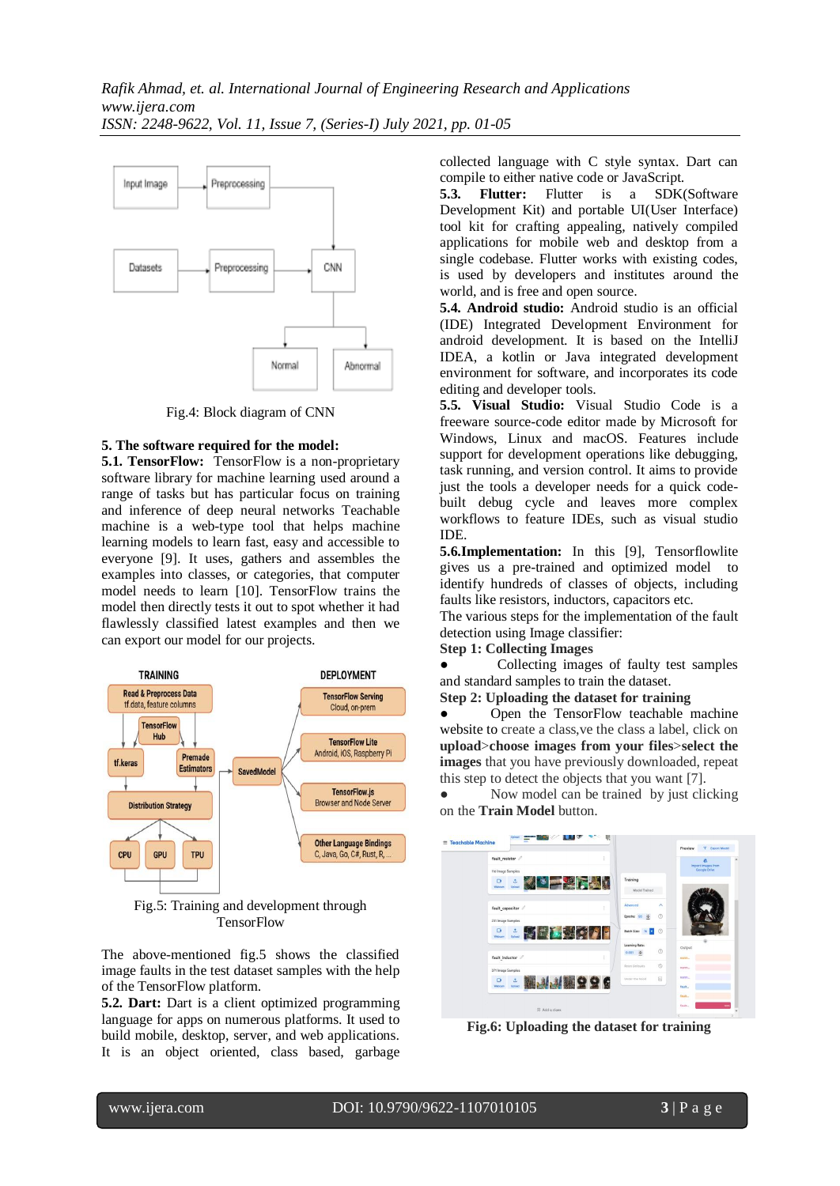Fig.4: Block diagram of CNN

## 5. The software required for the model:

**5.1. TensorFlow:** TensorFlow is a non-proprietary software library for machine learning used around a range of tasks but has particular focus on training and inference of deep neural networks Teachable machine is a web-type tool that helps machine learning models to learn fast, easy and accessible to everyone [9]. It uses, gathers and assembles the examples into classes, or categories, that computer model needs to learn [10]. TensorFlow trains the model then directly tests it out to spot whether it had flawlessly classified latest examples and then we can export our model for our projects.

Fig.5: Training and development through TensorFlow

The above-mentioned fig.5 shows the classified image faults in the test dataset samples with the help of the TensorFlow platform.

**5.2. Dart:** Dart is a client optimized programming language for apps on numerous platforms. It used to build mobile, desktop, server, and web applications. It is an object oriented, class based, garbage collected language with C style syntax. Dart can compile to either native code or JavaScript.

**5.3. Flutter:** Flutter is a SDK(Software Development Kit) and portable UI(User Interface) tool kit for crafting appealing, natively compiled applications for mobile web and desktop from a single codebase. Flutter works with existing codes, is used by developers and institutes around the world, and is free and open source.

**5.4. Android studio:** Android studio is an official (IDE) Integrated Development Environment for android development. It is based on the IntelliJ IDEA, a kotlin or Java integrated development environment for software, and incorporates its code editing and developer tools.

**5.5. Visual Studio:** Visual Studio Code is a freeware source-code editor made by Microsoft for Windows, Linux and macOS. Features include support for development operations like debugging, task running, and version control. It aims to provide just the tools a developer needs for a quick code-built debug cycle and leaves more complex workflows to feature IDEs, such as visual studio IDE.

**5.6.Implementation:** In this [9], Tensorflowlite gives us a pre-trained and optimized model to identify hundreds of classes of objects, including faults like resistors, inductors, capacitors etc.

The various steps for the implementation of the fault detection using Image classifier:

**Step 1: Collecting Images**

- Collecting images of faulty test samples and standard samples to train the dataset.

**Step 2: Uploading the dataset for training**

- Open the TensorFlow teachable machine website to create a class,ve the class a label, click on **upload**>**choose images from your files**>**select the images** that you have previously downloaded, repeat this step to detect the objects that you want [7].
- Now model can be trained by just clicking on the **Train Model** button.

**Fig.6: Uploading the dataset for training**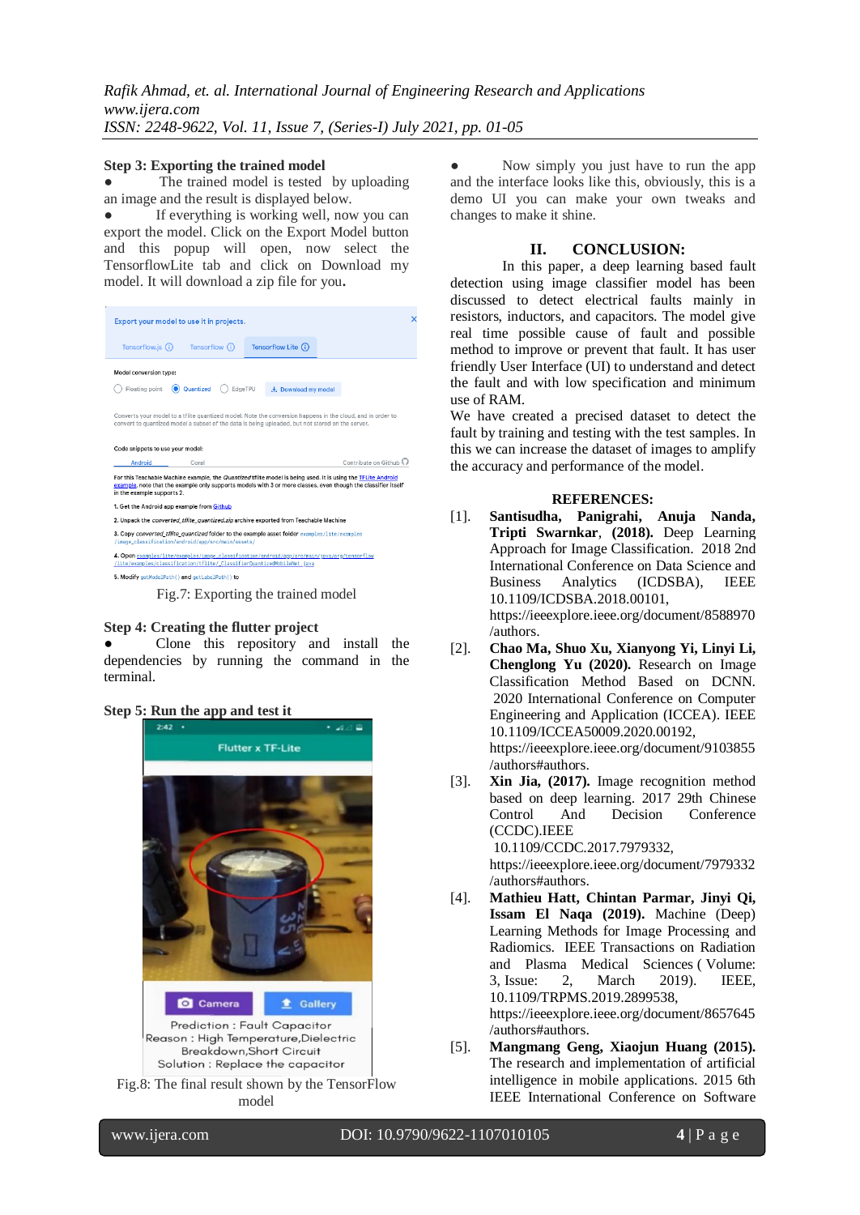**Step 3: Exporting the trained model**

- The trained model is tested by uploading an image and the result is displayed below.
- If everything is working well, now you can export the model. Click on the Export Model button and this popup will open, now select the TensorflowLite tab and click on Download my model. It will download a zip file for you.

Fig.7: Exporting the trained model

**Step 4: Creating the flutter project**

- Clone this repository and install the dependencies by running the command in the terminal.

**Step 5: Run the app and test it**

Fig.8: The final result shown by the TensorFlow model

- Now simply you just have to run the app and the interface looks like this, obviously, this is a demo UI you can make your own tweaks and changes to make it shine.

## II. CONCLUSION:

In this paper, a deep learning based fault detection using image classifier model has been discussed to detect electrical faults mainly in resistors, inductors, and capacitors. The model give real time possible cause of fault and possible method to improve or prevent that fault. It has user friendly User Interface (UI) to understand and detect the fault and with low specification and minimum use of RAM.

We have created a precised dataset to detect the fault by training and testing with the test samples. In this we can increase the dataset of images to amplify the accuracy and performance of the model.

## REFERENCES:

[1]. **Santisudha, Panigrahi, Anuja Nanda, Tripti Swarnkar, (2018).** Deep Learning Approach for Image Classification. 2018 2nd International Conference on Data Science and Business Analytics (ICDSBA), IEEE 10.1109/ICDSBA.2018.00101, https://ieeexplore.ieee.org/document/8588970/authors.

[2]. **Chao Ma, Shuo Xu, Xianyong Yi, Linyi Li, Chenglong Yu (2020).** Research on Image Classification Method Based on DCNN. 2020 International Conference on Computer Engineering and Application (ICCEA). IEEE 10.1109/ICCEA50009.2020.00192, https://ieeexplore.ieee.org/document/9103855/authors#authors.

[3]. **Xin Jia, (2017).** Image recognition method based on deep learning. 2017 29th Chinese Control And Decision Conference (CCDC).IEEE 10.1109/CCDC.2017.7979332, https://ieeexplore.ieee.org/document/7979332/authors#authors.

[4]. **Mathieu Hatt, Chintan Parmar, Jinyi Qi, Issam El Naqa (2019).** Machine (Deep) Learning Methods for Image Processing and Radiomics. IEEE Transactions on Radiation and Plasma Medical Sciences ( Volume: 3, Issue: 2, March 2019). IEEE, 10.1109/TRPMS.2019.2899538, https://ieeexplore.ieee.org/document/8657645/authors#authors.

[5]. **Mangmang Geng, Xiaojun Huang (2015).** The research and implementation of artificial intelligence in mobile applications. 2015 6th IEEE International Conference on Software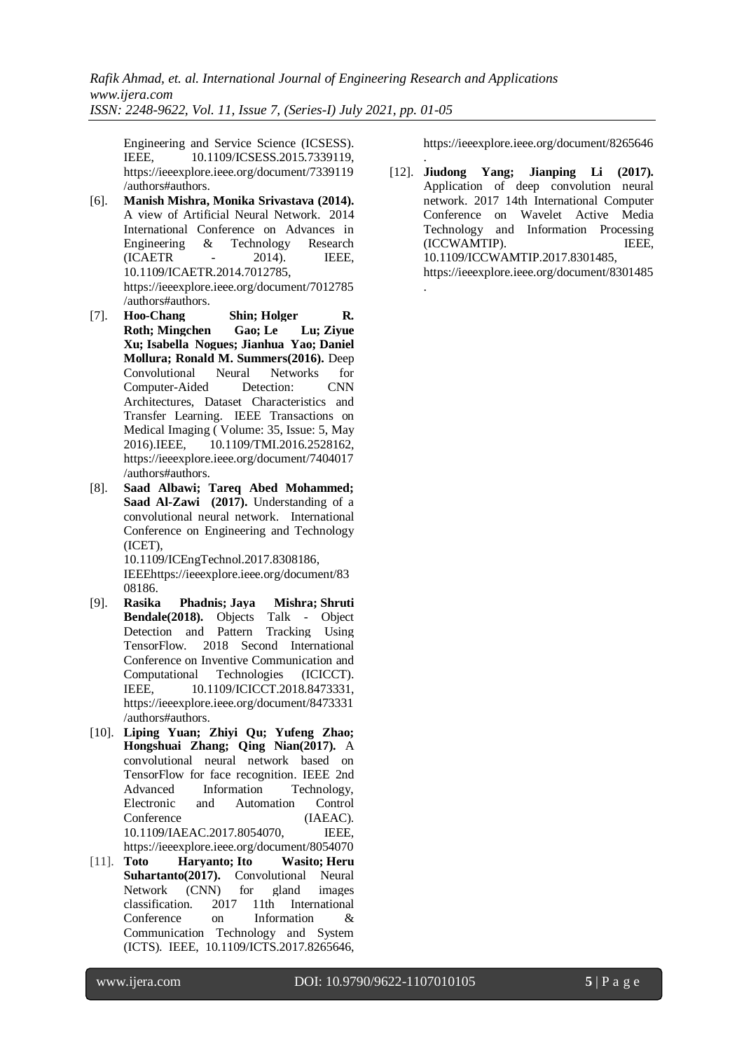Engineering and Service Science (ICSESS). IEEE, 10.1109/ICSESS.2015.7339119, https://ieeexplore.ieee.org/document/7339119/authors#authors.

[6]. **Manish Mishra, Monika Srivastava (2014).** A view of Artificial Neural Network. 2014 International Conference on Advances in Engineering & Technology Research (ICAETR - 2014). IEEE, 10.1109/ICAETR.2014.7012785, https://ieeexplore.ieee.org/document/7012785/authors#authors.

[7]. **Hoo-Chang Shin; Holger R. Roth; Mingchen Gao; Le Lu; Ziyue Xu; Isabella Nogues; Jianhua Yao; Daniel Mollura; Ronald M. Summers(2016).** Deep Convolutional Neural Networks for Computer-Aided Detection: CNN Architectures, Dataset Characteristics and Transfer Learning. IEEE Transactions on Medical Imaging ( Volume: 35, Issue: 5, May 2016).IEEE, 10.1109/TMI.2016.2528162, https://ieeexplore.ieee.org/document/7404017/authors#authors.

[8]. **Saad Albawi; Tareq Abed Mohammed; Saad Al-Zawi (2017).** Understanding of a convolutional neural network. International Conference on Engineering and Technology (ICET), 10.1109/ICEngTechnol.2017.8308186, IEEEhttps://ieeexplore.ieee.org/document/8308186.

[9]. **Rasika Phadnis; Jaya Mishra; Shruti Bendale(2018).** Objects Talk - Object Detection and Pattern Tracking Using TensorFlow. 2018 Second International Conference on Inventive Communication and Computational Technologies (ICICCT). IEEE, 10.1109/ICICCT.2018.8473331, https://ieeexplore.ieee.org/document/8473331/authors#authors.

[10]. **Liping Yuan; Zhiyi Qu; Yufeng Zhao; Hongshuai Zhang; Qing Nian(2017).** A convolutional neural network based on TensorFlow for face recognition. IEEE 2nd Advanced Information Technology, Electronic and Automation Control Conference (IAEAC). 10.1109/IAEAC.2017.8054070, IEEE, https://ieeexplore.ieee.org/document/8054070

[11]. **Toto Haryanto; Ito Wasito; Heru Suhartanto(2017).** Convolutional Neural Network (CNN) for gland images classification. 2017 11th International Conference on Information & Communication Technology and System (ICTS). IEEE, 10.1109/ICTS.2017.8265646, https://ieeexplore.ieee.org/document/8265646.

[12]. **Jiudong Yang; Jianping Li (2017).** Application of deep convolution neural network. 2017 14th International Computer Conference on Wavelet Active Media Technology and Information Processing (ICCWAMTIP). IEEE, 10.1109/ICCWAMTIP.2017.8301485, https://ieeexplore.ieee.org/document/8301485.